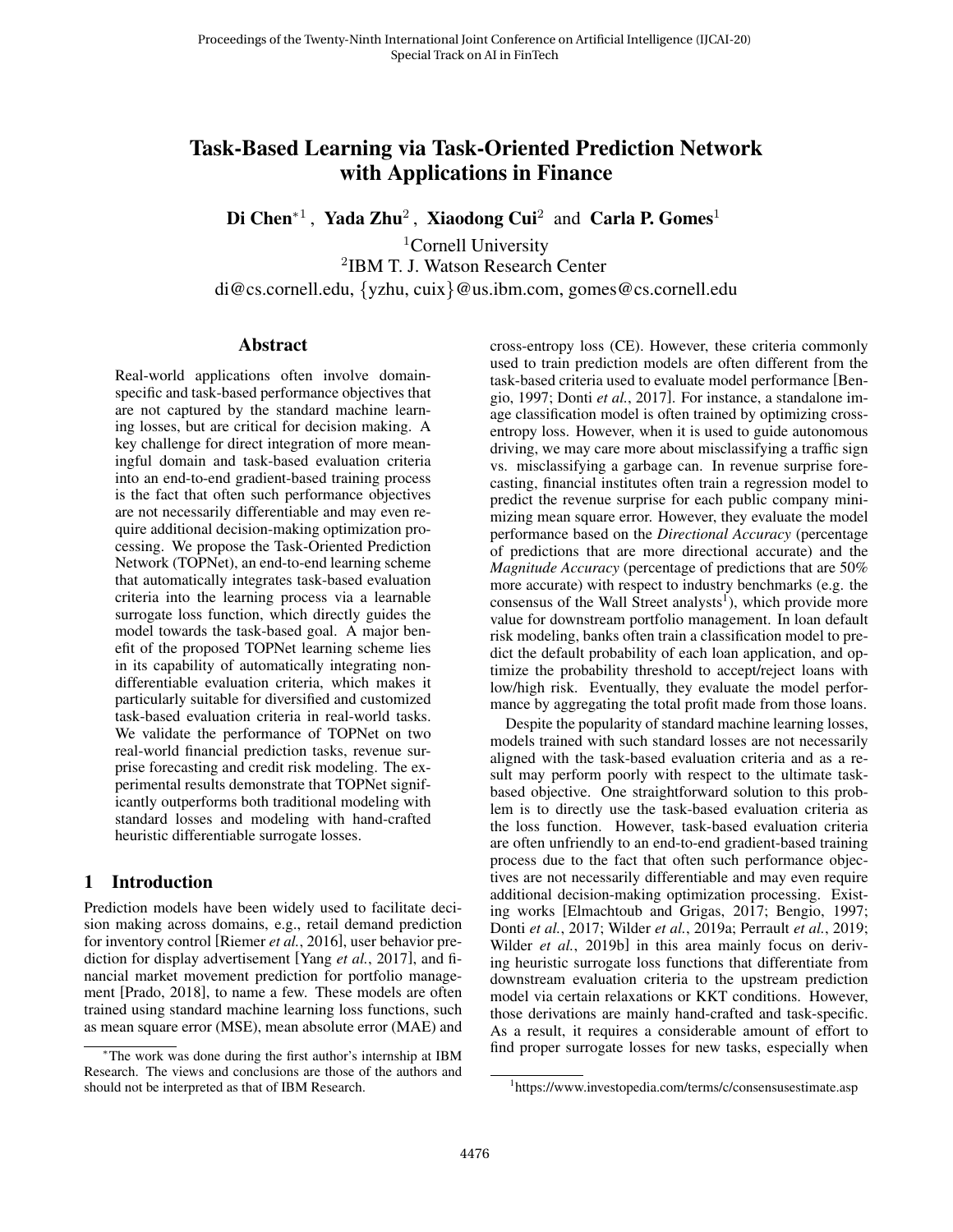# Task-Based Learning via Task-Oriented Prediction Network with Applications in Finance

**Di Chen**[*1], **Yada Zhu**[2], **Xiaodong Cui**[2] and **Carla P. Gomes**[1]

[1]Cornell University
[2]IBM T. J. Watson Research Center
di@cs.cornell.edu, {yzhu, cuix}@us.ibm.com, gomes@cs.cornell.edu

## Abstract

Real-world applications often involve domain-specific and task-based performance objectives that are not captured by the standard machine learning losses, but are critical for decision making. A key challenge for direct integration of more meaningful domain and task-based evaluation criteria into an end-to-end gradient-based training process is the fact that often such performance objectives are not necessarily differentiable and may even require additional decision-making optimization processing. We propose the Task-Oriented Prediction Network (TOPNet), an end-to-end learning scheme that automatically integrates task-based evaluation criteria into the learning process via a learnable surrogate loss function, which directly guides the model towards the task-based goal. A major benefit of the proposed TOPNet learning scheme lies in its capability of automatically integrating non-differentiable evaluation criteria, which makes it particularly suitable for diversified and customized task-based evaluation criteria in real-world tasks. We validate the performance of TOPNet on two real-world financial prediction tasks, revenue surprise forecasting and credit risk modeling. The experimental results demonstrate that TOPNet significantly outperforms both traditional modeling with standard losses and modeling with hand-crafted heuristic differentiable surrogate losses.

## 1 Introduction

Prediction models have been widely used to facilitate decision making across domains, e.g., retail demand prediction for inventory control [Riemer *et al.*, 2016], user behavior prediction for display advertisement [Yang *et al.*, 2017], and financial market movement prediction for portfolio management [Prado, 2018], to name a few. These models are often trained using standard machine learning loss functions, such as mean square error (MSE), mean absolute error (MAE) and cross-entropy loss (CE). However, these criteria commonly used to train prediction models are often different from the task-based criteria used to evaluate model performance [Bengio, 1997; Donti *et al.*, 2017]. For instance, a standalone image classification model is often trained by optimizing cross-entropy loss. However, when it is used to guide autonomous driving, we may care more about misclassifying a traffic sign vs. misclassifying a garbage can. In revenue surprise forecasting, financial institutes often train a regression model to predict the revenue surprise for each public company minimizing mean square error. However, they evaluate the model performance based on the *Directional Accuracy* (percentage of predictions that are more directional accurate) and the *Magnitude Accuracy* (percentage of predictions that are 50% more accurate) with respect to industry benchmarks (e.g. the consensus of the Wall Street analysts[1]), which provide more value for downstream portfolio management. In loan default risk modeling, banks often train a classification model to predict the default probability of each loan application, and optimize the probability threshold to accept/reject loans with low/high risk. Eventually, they evaluate the model performance by aggregating the total profit made from those loans.

Despite the popularity of standard machine learning losses, models trained with such standard losses are not necessarily aligned with the task-based evaluation criteria and as a result may perform poorly with respect to the ultimate task-based objective. One straightforward solution to this problem is to directly use the task-based evaluation criteria as the loss function. However, task-based evaluation criteria are often unfriendly to an end-to-end gradient-based training process due to the fact that often such performance objectives are not necessarily differentiable and may even require additional decision-making optimization processing. Existing works [Elmachtoub and Grigas, 2017; Bengio, 1997; Donti *et al.*, 2017; Wilder *et al.*, 2019a; Perrault *et al.*, 2019; Wilder *et al.*, 2019b] in this area mainly focus on deriving heuristic surrogate loss functions that differentiate from downstream evaluation criteria to the upstream prediction model via certain relaxations or KKT conditions. However, those derivations are mainly hand-crafted and task-specific. As a result, it requires a considerable amount of effort to find proper surrogate losses for new tasks, especially when

[*]The work was done during the first author's internship at IBM Research. The views and conclusions are those of the authors and should not be interpreted as that of IBM Research.

[1]https://www.investopedia.com/terms/c/consensusestimate.asp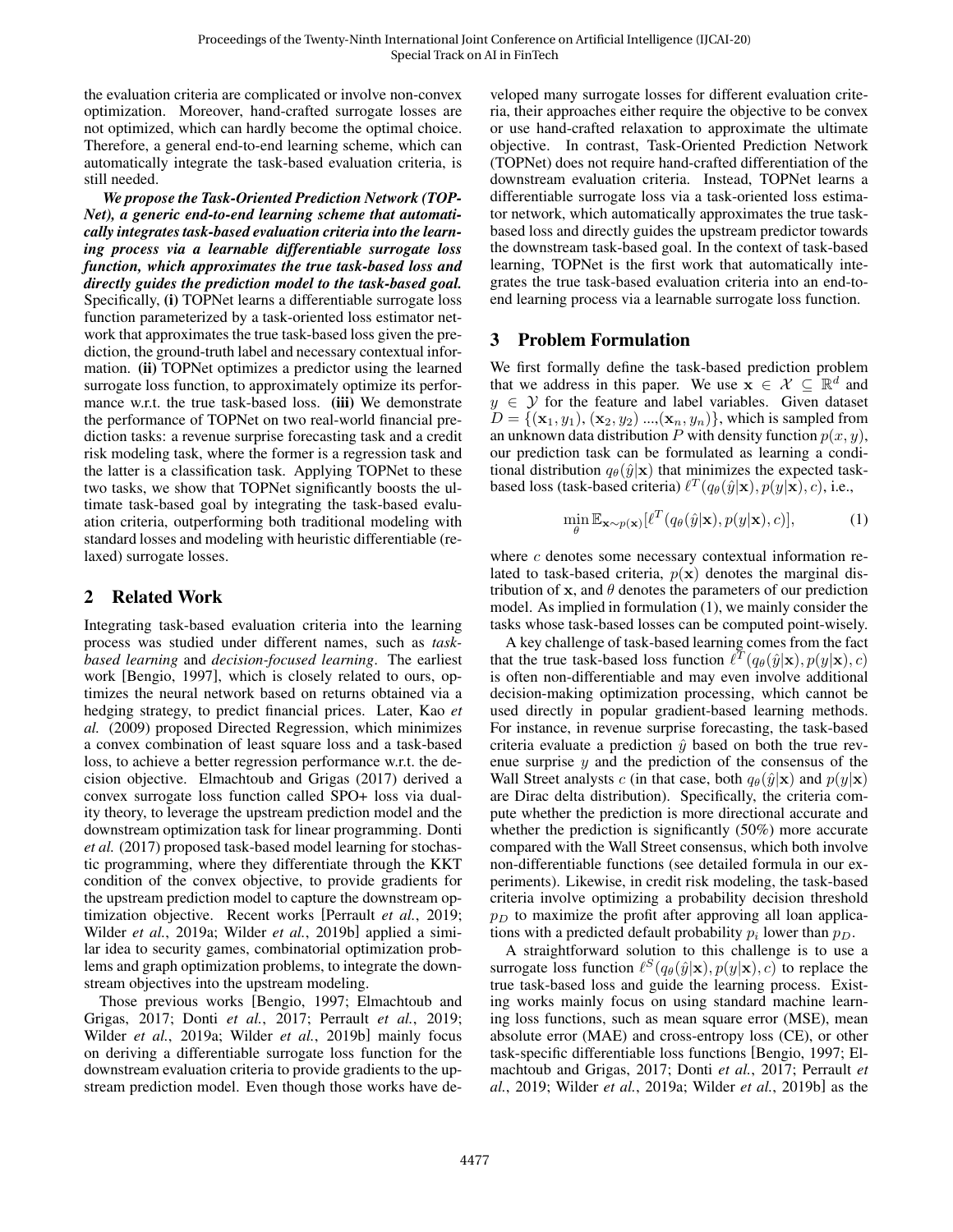the evaluation criteria are complicated or involve non-convex optimization. Moreover, hand-crafted surrogate losses are not optimized, which can hardly become the optimal choice. Therefore, a general end-to-end learning scheme, which can automatically integrate the task-based evaluation criteria, is still needed.

***We propose the Task-Oriented Prediction Network (TOPNet), a generic end-to-end learning scheme that automatically integrates task-based evaluation criteria into the learning process via a learnable differentiable surrogate loss function, which approximates the true task-based loss and directly guides the prediction model to the task-based goal.*** Specifically, **(i)** TOPNet learns a differentiable surrogate loss function parameterized by a task-oriented loss estimator network that approximates the true task-based loss given the prediction, the ground-truth label and necessary contextual information. **(ii)** TOPNet optimizes a predictor using the learned surrogate loss function, to approximately optimize its performance w.r.t. the true task-based loss. **(iii)** We demonstrate the performance of TOPNet on two real-world financial prediction tasks: a revenue surprise forecasting task and a credit risk modeling task, where the former is a regression task and the latter is a classification task. Applying TOPNet to these two tasks, we show that TOPNet significantly boosts the ultimate task-based goal by integrating the task-based evaluation criteria, outperforming both traditional modeling with standard losses and modeling with heuristic differentiable (relaxed) surrogate losses.

## 2 Related Work

Integrating task-based evaluation criteria into the learning process was studied under different names, such as *task-based learning* and *decision-focused learning*. The earliest work [Bengio, 1997], which is closely related to ours, optimizes the neural network based on returns obtained via a hedging strategy, to predict financial prices. Later, Kao *et al.* (2009) proposed Directed Regression, which minimizes a convex combination of least square loss and a task-based loss, to achieve a better regression performance w.r.t. the decision objective. Elmachtoub and Grigas (2017) derived a convex surrogate loss function called SPO+ loss via duality theory, to leverage the upstream prediction model and the downstream optimization task for linear programming. Donti *et al.* (2017) proposed task-based model learning for stochastic programming, where they differentiate through the KKT condition of the convex objective, to provide gradients for the upstream prediction model to capture the downstream optimization objective. Recent works [Perrault *et al.*, 2019; Wilder *et al.*, 2019a; Wilder *et al.*, 2019b] applied a similar idea to security games, combinatorial optimization problems and graph optimization problems, to integrate the downstream objectives into the upstream modeling.

Those previous works [Bengio, 1997; Elmachtoub and Grigas, 2017; Donti *et al.*, 2017; Perrault *et al.*, 2019; Wilder *et al.*, 2019a; Wilder *et al.*, 2019b] mainly focus on deriving a differentiable surrogate loss function for the downstream evaluation criteria to provide gradients to the upstream prediction model. Even though those works have developed many surrogate losses for different evaluation criteria, their approaches either require the objective to be convex or use hand-crafted relaxation to approximate the ultimate objective. In contrast, Task-Oriented Prediction Network (TOPNet) does not require hand-crafted differentiation of the downstream evaluation criteria. Instead, TOPNet learns a differentiable surrogate loss via a task-oriented loss estimator network, which automatically approximates the true task-based loss and directly guides the upstream predictor towards the downstream task-based goal. In the context of task-based learning, TOPNet is the first work that automatically integrates the true task-based evaluation criteria into an end-to-end learning process via a learnable surrogate loss function.

## 3 Problem Formulation

We first formally define the task-based prediction problem that we address in this paper. We use $\mathbf{x} \in \mathcal{X} \subseteq \mathbb{R}^d$ and $y \in \mathcal{Y}$ for the feature and label variables. Given dataset $D = \{(\mathbf{x}_1, y_1), (\mathbf{x}_2, y_2) ..., (\mathbf{x}_n, y_n)\}$, which is sampled from an unknown data distribution $P$ with density function $p(x, y)$, our prediction task can be formulated as learning a conditional distribution $q_\theta(\hat{y}|\mathbf{x})$ that minimizes the expected task-based loss (task-based criteria) $\ell^T(q_\theta(\hat{y}|\mathbf{x}), p(y|\mathbf{x}), c)$, i.e.,

$$\min_{\theta} \mathbb{E}_{\mathbf{x} \sim p(\mathbf{x})}[\ell^T(q_\theta(\hat{y}|\mathbf{x}), p(y|\mathbf{x}), c)], \tag{1}$$

where $c$ denotes some necessary contextual information related to task-based criteria, $p(\mathbf{x})$ denotes the marginal distribution of $\mathbf{x}$, and $\theta$ denotes the parameters of our prediction model. As implied in formulation (1), we mainly consider the tasks whose task-based losses can be computed point-wisely.

A key challenge of task-based learning comes from the fact that the true task-based loss function $\ell^T(q_\theta(\hat{y}|\mathbf{x}), p(y|\mathbf{x}), c)$ is often non-differentiable and may even involve additional decision-making optimization processing, which cannot be used directly in popular gradient-based learning methods. For instance, in revenue surprise forecasting, the task-based criteria evaluate a prediction $\hat{y}$ based on both the true revenue surprise $y$ and the prediction of the consensus of the Wall Street analysts $c$ (in that case, both $q_\theta(\hat{y}|\mathbf{x})$ and $p(y|\mathbf{x})$ are Dirac delta distribution). Specifically, the criteria compute whether the prediction is more directional accurate and whether the prediction is significantly (50%) more accurate compared with the Wall Street consensus, which both involve non-differentiable functions (see detailed formula in our experiments). Likewise, in credit risk modeling, the task-based criteria involve optimizing a probability decision threshold $p_D$ to maximize the profit after approving all loan applications with a predicted default probability $p_i$ lower than $p_D$.

A straightforward solution to this challenge is to use a surrogate loss function $\ell^S(q_\theta(\hat{y}|\mathbf{x}), p(y|\mathbf{x}), c)$ to replace the true task-based loss and guide the learning process. Existing works mainly focus on using standard machine learning loss functions, such as mean square error (MSE), mean absolute error (MAE) and cross-entropy loss (CE), or other task-specific differentiable loss functions [Bengio, 1997; Elmachtoub and Grigas, 2017; Donti *et al.*, 2017; Perrault *et al.*, 2019; Wilder *et al.*, 2019a; Wilder *et al.*, 2019b] as the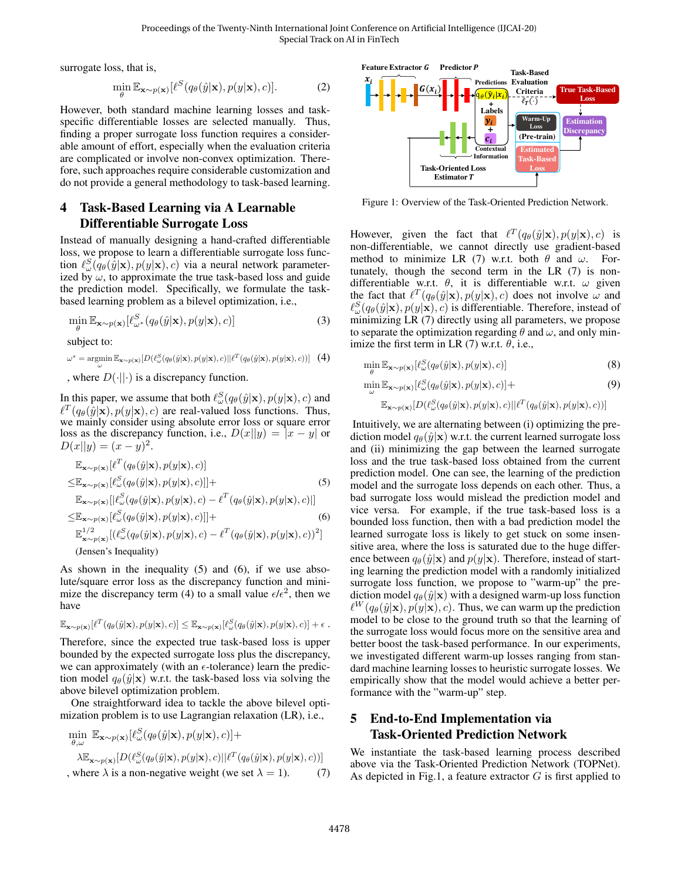surrogate loss, that is,

$$\min_\theta \mathbb{E}_{\mathbf{x}\sim p(\mathbf{x})}[\ell^S(q_\theta(\hat{y}|\mathbf{x}), p(y|\mathbf{x}), c)]. \tag{2}$$

However, both standard machine learning losses and task-specific differentiable losses are selected manually. Thus, finding a proper surrogate loss function requires a considerable amount of effort, especially when the evaluation criteria are complicated or involve non-convex optimization. Therefore, such approaches require considerable customization and do not provide a general methodology to task-based learning.

## 4 Task-Based Learning via A Learnable Differentiable Surrogate Loss

Instead of manually designing a hand-crafted differentiable loss, we propose to learn a differentiable surrogate loss function $\ell^S_\omega(q_\theta(\hat{y}|\mathbf{x}), p(y|\mathbf{x}), c)$ via a neural network parameterized by $\omega$, to approximate the true task-based loss and guide the prediction model. Specifically, we formulate the task-based learning problem as a bilevel optimization, i.e.,

$$\min_\theta \mathbb{E}_{\mathbf{x}\sim p(\mathbf{x})}[\ell^S_{\omega^*}(q_\theta(\hat{y}|\mathbf{x}), p(y|\mathbf{x}), c)] \tag{3}$$

subject to:

$$\omega^* = \operatorname*{argmin}_\omega \mathbb{E}_{\mathbf{x}\sim p(\mathbf{x})}[D(\ell^S_\omega(q_\theta(\hat{y}|\mathbf{x}), p(y|\mathbf{x}), c)||\ell^T(q_\theta(\hat{y}|\mathbf{x}), p(y|\mathbf{x}), c))] \tag{4}$$

, where $D(\cdot||\cdot)$ is a discrepancy function.

In this paper, we assume that both $\ell^S_\omega(q_\theta(\hat{y}|\mathbf{x}), p(y|\mathbf{x}), c)$ and $\ell^T(q_\theta(\hat{y}|\mathbf{x}), p(y|\mathbf{x}), c)$ are real-valued loss functions. Thus, we mainly consider using absolute error loss or square error loss as the discrepancy function, i.e., $D(x||y) = |x - y|$ or $D(x||y) = (x - y)^2$.

$$\begin{aligned}
&\mathbb{E}_{\mathbf{x}\sim p(\mathbf{x})}[\ell^T(q_\theta(\hat{y}|\mathbf{x}), p(y|\mathbf{x}), c)] \\
\leq &\mathbb{E}_{\mathbf{x}\sim p(\mathbf{x})}[\ell^S_\omega(q_\theta(\hat{y}|\mathbf{x}), p(y|\mathbf{x}), c)] + \quad (5)\\
&\mathbb{E}_{\mathbf{x}\sim p(\mathbf{x})}[|\ell^S_\omega(q_\theta(\hat{y}|\mathbf{x}), p(y|\mathbf{x}), c) - \ell^T(q_\theta(\hat{y}|\mathbf{x}), p(y|\mathbf{x}), c)|] \\
\leq &\mathbb{E}_{\mathbf{x}\sim p(\mathbf{x})}[\ell^S_\omega(q_\theta(\hat{y}|\mathbf{x}), p(y|\mathbf{x}), c)] + \quad (6)\\
&\mathbb{E}^{1/2}_{\mathbf{x}\sim p(\mathbf{x})}[(\ell^S_\omega(q_\theta(\hat{y}|\mathbf{x}), p(y|\mathbf{x}), c) - \ell^T(q_\theta(\hat{y}|\mathbf{x}), p(y|\mathbf{x}), c))^2]
\end{aligned}$$

(Jensen's Inequality)

As shown in the inequality (5) and (6), if we use absolute/square error loss as the discrepancy function and minimize the discrepancy term (4) to a small value $\epsilon/\epsilon^2$, then we have

$$\mathbb{E}_{\mathbf{x}\sim p(\mathbf{x})}[\ell^T(q_\theta(\hat{y}|\mathbf{x}), p(y|\mathbf{x}), c)] \leq \mathbb{E}_{\mathbf{x}\sim p(\mathbf{x})}[\ell^S_\omega(q_\theta(\hat{y}|\mathbf{x}), p(y|\mathbf{x}), c)] + \epsilon \,.$$

Therefore, since the expected true task-based loss is upper bounded by the expected surrogate loss plus the discrepancy, we can approximately (with an $\epsilon$-tolerance) learn the prediction model $q_\theta(\hat{y}|\mathbf{x})$ w.r.t. the task-based loss via solving the above bilevel optimization problem.

One straightforward idea to tackle the above bilevel optimization problem is to use Lagrangian relaxation (LR), i.e.,

$$\begin{aligned}
\min_{\theta,\omega}\ &\mathbb{E}_{\mathbf{x}\sim p(\mathbf{x})}[\ell^S_\omega(q_\theta(\hat{y}|\mathbf{x}), p(y|\mathbf{x}), c)] + \\
&\lambda\mathbb{E}_{\mathbf{x}\sim p(\mathbf{x})}[D(\ell^S_\omega(q_\theta(\hat{y}|\mathbf{x}), p(y|\mathbf{x}), c)||\ell^T(q_\theta(\hat{y}|\mathbf{x}), p(y|\mathbf{x}), c))]
\end{aligned}$$

, where $\lambda$ is a non-negative weight (we set $\lambda = 1$). (7)

Figure 1: Overview of the Task-Oriented Prediction Network.

However, given the fact that $\ell^T(q_\theta(\hat{y}|\mathbf{x}), p(y|\mathbf{x}), c)$ is non-differentiable, we cannot directly use gradient-based method to minimize LR (7) w.r.t. both $\theta$ and $\omega$. Fortunately, though the second term in the LR (7) is non-differentiable w.r.t. $\theta$, it is differentiable w.r.t. $\omega$ given the fact that $\ell^T(q_\theta(\hat{y}|\mathbf{x}), p(y|\mathbf{x}), c)$ does not involve $\omega$ and $\ell^S_\omega(q_\theta(\hat{y}|\mathbf{x}), p(y|\mathbf{x}), c)$ is differentiable. Therefore, instead of minimizing LR (7) directly using all parameters, we propose to separate the optimization regarding $\theta$ and $\omega$, and only minimize the first term in LR (7) w.r.t. $\theta$, i.e.,

$$\min_\theta \mathbb{E}_{\mathbf{x}\sim p(\mathbf{x})}[\ell^S_\omega(q_\theta(\hat{y}|\mathbf{x}), p(y|\mathbf{x}), c)] \tag{8}$$

$$\begin{aligned}
\min_\omega\ &\mathbb{E}_{\mathbf{x}\sim p(\mathbf{x})}[\ell^S_\omega(q_\theta(\hat{y}|\mathbf{x}), p(y|\mathbf{x}), c)] + \quad (9)\\
&\mathbb{E}_{\mathbf{x}\sim p(\mathbf{x})}[D(\ell^S_\omega(q_\theta(\hat{y}|\mathbf{x}), p(y|\mathbf{x}), c)||\ell^T(q_\theta(\hat{y}|\mathbf{x}), p(y|\mathbf{x}), c))]
\end{aligned}$$

Intuitively, we are alternating between (i) optimizing the prediction model $q_\theta(\hat{y}|\mathbf{x})$ w.r.t. the current learned surrogate loss and (ii) minimizing the gap between the learned surrogate loss and the true task-based loss obtained from the current prediction model. One can see, the learning of the prediction model and the surrogate loss depends on each other. Thus, a bad surrogate loss would mislead the prediction model and vice versa. For example, if the true task-based loss is a bounded loss function, then with a bad prediction model the learned surrogate loss is likely to get stuck on some insensitive area, where the loss is saturated due to the huge difference between $q_\theta(\hat{y}|\mathbf{x})$ and $p(y|\mathbf{x})$. Therefore, instead of starting learning the prediction model with a randomly initialized surrogate loss function, we propose to "warm-up" the prediction model $q_\theta(\hat{y}|\mathbf{x})$ with a designed warm-up loss function $\ell^W(q_\theta(\hat{y}|\mathbf{x}), p(y|\mathbf{x}), c)$. Thus, we can warm up the prediction model to be close to the ground truth so that the learning of the surrogate loss would focus more on the sensitive area and better boost the task-based performance. In our experiments, we investigated different warm-up losses ranging from standard machine learning losses to heuristic surrogate losses. We empirically show that the model would achieve a better performance with the "warm-up" step.

## 5 End-to-End Implementation via Task-Oriented Prediction Network

We instantiate the task-based learning process described above via the Task-Oriented Prediction Network (TOPNet). As depicted in Fig.1, a feature extractor $G$ is first applied to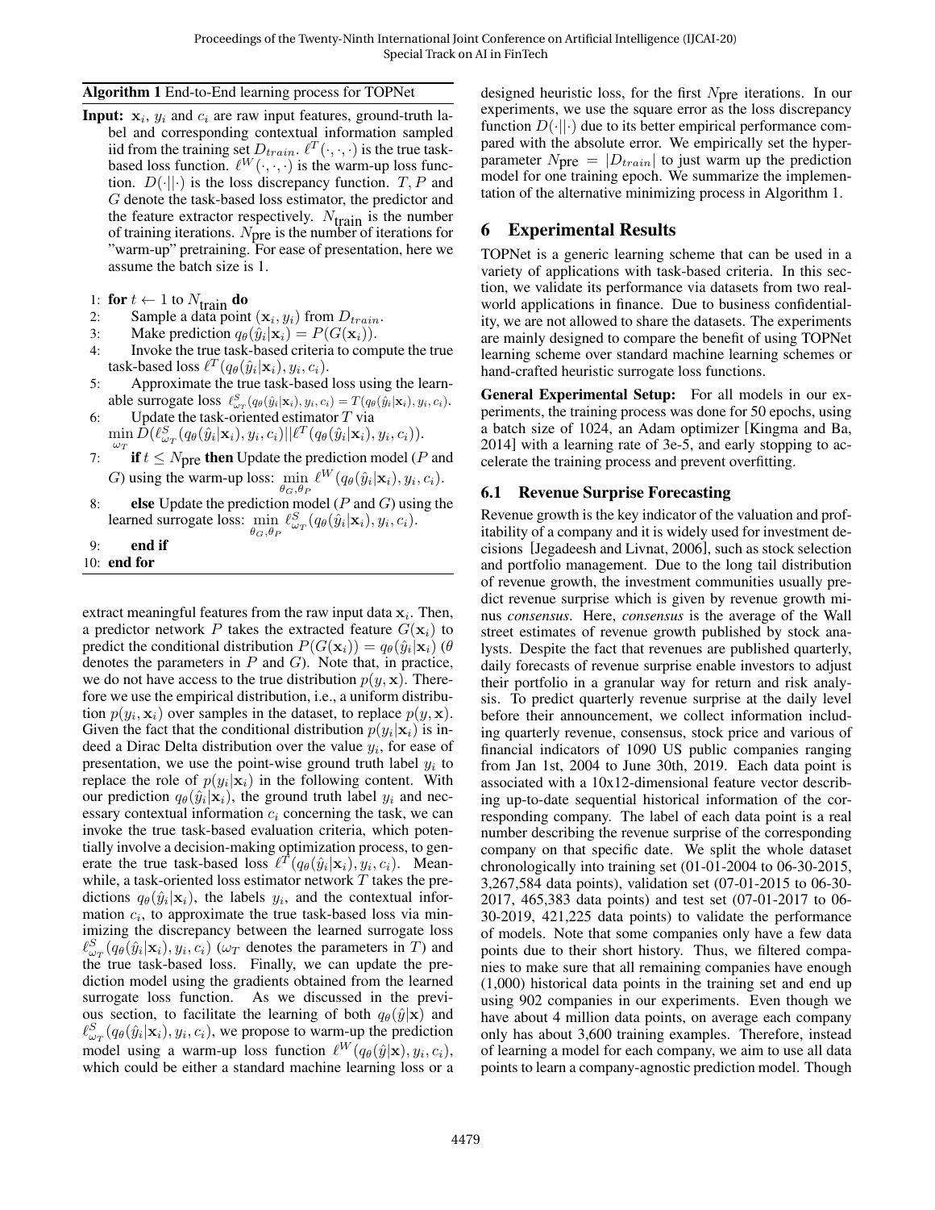**Algorithm 1** End-to-End learning process for TOPNet

**Input:** $\mathbf{x}_i$, $y_i$ and $c_i$ are raw input features, ground-truth label and corresponding contextual information sampled iid from the training set $D_{train}$. $\ell^T(\cdot,\cdot,\cdot)$ is the true task-based loss function. $\ell^W(\cdot,\cdot,\cdot)$ is the warm-up loss function. $D(\cdot||\cdot)$ is the loss discrepancy function. $T$, $P$ and $G$ denote the task-based loss estimator, the predictor and the feature extractor respectively. $N_{\text{train}}$ is the number of training iterations. $N_{\text{pre}}$ is the number of iterations for "warm-up" pretraining. For ease of presentation, here we assume the batch size is 1.

1: **for** $t \leftarrow 1$ to $N_{\text{train}}$ **do**
2: Sample a data point $(\mathbf{x}_i, y_i)$ from $D_{train}$.
3: Make prediction $q_\theta(\hat{y}_i|\mathbf{x}_i) = P(G(\mathbf{x}_i))$.
4: Invoke the true task-based criteria to compute the true task-based loss $\ell^T(q_\theta(\hat{y}_i|\mathbf{x}_i), y_i, c_i)$.
5: Approximate the true task-based loss using the learnable surrogate loss $\ell^S_{\omega_T}(q_\theta(\hat{y}_i|\mathbf{x}_i), y_i, c_i) = T(q_\theta(\hat{y}_i|\mathbf{x}_i), y_i, c_i)$.
6: Update the task-oriented estimator $T$ via $\min_{\omega_T} D(\ell^S_{\omega_T}(q_\theta(\hat{y}_i|\mathbf{x}_i), y_i, c_i)||\ell^T(q_\theta(\hat{y}_i|\mathbf{x}_i), y_i, c_i))$.
7: **if** $t \leq N_{\text{pre}}$ **then** Update the prediction model ($P$ and $G$) using the warm-up loss: $\min_{\theta_G,\theta_P} \ell^W(q_\theta(\hat{y}_i|\mathbf{x}_i), y_i, c_i)$.
8: **else** Update the prediction model ($P$ and $G$) using the learned surrogate loss: $\min_{\theta_G,\theta_P} \ell^S_{\omega_T}(q_\theta(\hat{y}_i|\mathbf{x}_i), y_i, c_i)$.
9: **end if**
10: **end for**

extract meaningful features from the raw input data $\mathbf{x}_i$. Then, a predictor network $P$ takes the extracted feature $G(\mathbf{x}_i)$ to predict the conditional distribution $P(G(\mathbf{x}_i)) = q_\theta(\hat{y}_i|\mathbf{x}_i)$ ($\theta$ denotes the parameters in $P$ and $G$). Note that, in practice, we do not have access to the true distribution $p(y, \mathbf{x})$. Therefore we use the empirical distribution, i.e., a uniform distribution $p(y_i, \mathbf{x}_i)$ over samples in the dataset, to replace $p(y, \mathbf{x})$. Given the fact that the conditional distribution $p(y_i|\mathbf{x}_i)$ is indeed a Dirac Delta distribution over the value $y_i$, for ease of presentation, we use the point-wise ground truth label $y_i$ to replace the role of $p(y_i|\mathbf{x}_i)$ in the following content. With our prediction $q_\theta(\hat{y}_i|\mathbf{x}_i)$, the ground truth label $y_i$ and necessary contextual information $c_i$ concerning the task, we can invoke the true task-based evaluation criteria, which potentially involve a decision-making optimization process, to generate the true task-based loss $\ell^T(q_\theta(\hat{y}_i|\mathbf{x}_i), y_i, c_i)$. Meanwhile, a task-oriented loss estimator network $T$ takes the predictions $q_\theta(\hat{y}_i|\mathbf{x}_i)$, the labels $y_i$, and the contextual information $c_i$, to approximate the true task-based loss via minimizing the discrepancy between the learned surrogate loss $\ell^S_{\omega_T}(q_\theta(\hat{y}_i|\mathbf{x}_i), y_i, c_i)$ ($\omega_T$ denotes the parameters in $T$) and the true task-based loss. Finally, we can update the prediction model using the gradients obtained from the learned surrogate loss function. As we discussed in the previous section, to facilitate the learning of both $q_\theta(\hat{y}|\mathbf{x})$ and $\ell^S_{\omega_T}(q_\theta(\hat{y}_i|\mathbf{x}_i), y_i, c_i)$, we propose to warm-up the prediction model using a warm-up loss function $\ell^W(q_\theta(\hat{y}|\mathbf{x}), y_i, c_i)$, which could be either a standard machine learning loss or a designed heuristic loss, for the first $N_{\text{pre}}$ iterations. In our experiments, we use the square error as the loss discrepancy function $D(\cdot||\cdot)$ due to its better empirical performance compared with the absolute error. We empirically set the hyperparameter $N_{\text{pre}} = |D_{train}|$ to just warm up the prediction model for one training epoch. We summarize the implementation of the alternative minimizing process in Algorithm 1.

## 6 Experimental Results

TOPNet is a generic learning scheme that can be used in a variety of applications with task-based criteria. In this section, we validate its performance via datasets from two real-world applications in finance. Due to business confidentiality, we are not allowed to share the datasets. The experiments are mainly designed to compare the benefit of using TOPNet learning scheme over standard machine learning schemes or hand-crafted heuristic surrogate loss functions.

**General Experimental Setup:** For all models in our experiments, the training process was done for 50 epochs, using a batch size of 1024, an Adam optimizer [Kingma and Ba, 2014] with a learning rate of 3e-5, and early stopping to accelerate the training process and prevent overfitting.

### 6.1 Revenue Surprise Forecasting

Revenue growth is the key indicator of the valuation and profitability of a company and it is widely used for investment decisions [Jegadeesh and Livnat, 2006], such as stock selection and portfolio management. Due to the long tail distribution of revenue growth, the investment communities usually predict revenue surprise which is given by revenue growth minus *consensus*. Here, *consensus* is the average of the Wall street estimates of revenue growth published by stock analysts. Despite the fact that revenues are published quarterly, daily forecasts of revenue surprise enable investors to adjust their portfolio in a granular way for return and risk analysis. To predict quarterly revenue surprise at the daily level before their announcement, we collect information including quarterly revenue, consensus, stock price and various of financial indicators of 1090 US public companies ranging from Jan 1st, 2004 to June 30th, 2019. Each data point is associated with a 10x12-dimensional feature vector describing up-to-date sequential historical information of the corresponding company. The label of each data point is a real number describing the revenue surprise of the corresponding company on that specific date. We split the whole dataset chronologically into training set (01-01-2004 to 06-30-2015, 3,267,584 data points), validation set (07-01-2015 to 06-30-2017, 465,383 data points) and test set (07-01-2017 to 06-30-2019, 421,225 data points) to validate the performance of models. Note that some companies only have a few data points due to their short history. Thus, we filtered companies to make sure that all remaining companies have enough (1,000) historical data points in the training set and end up using 902 companies in our experiments. Even though we have about 4 million data points, on average each company only has about 3,600 training examples. Therefore, instead of learning a model for each company, we aim to use all data points to learn a company-agnostic prediction model. Though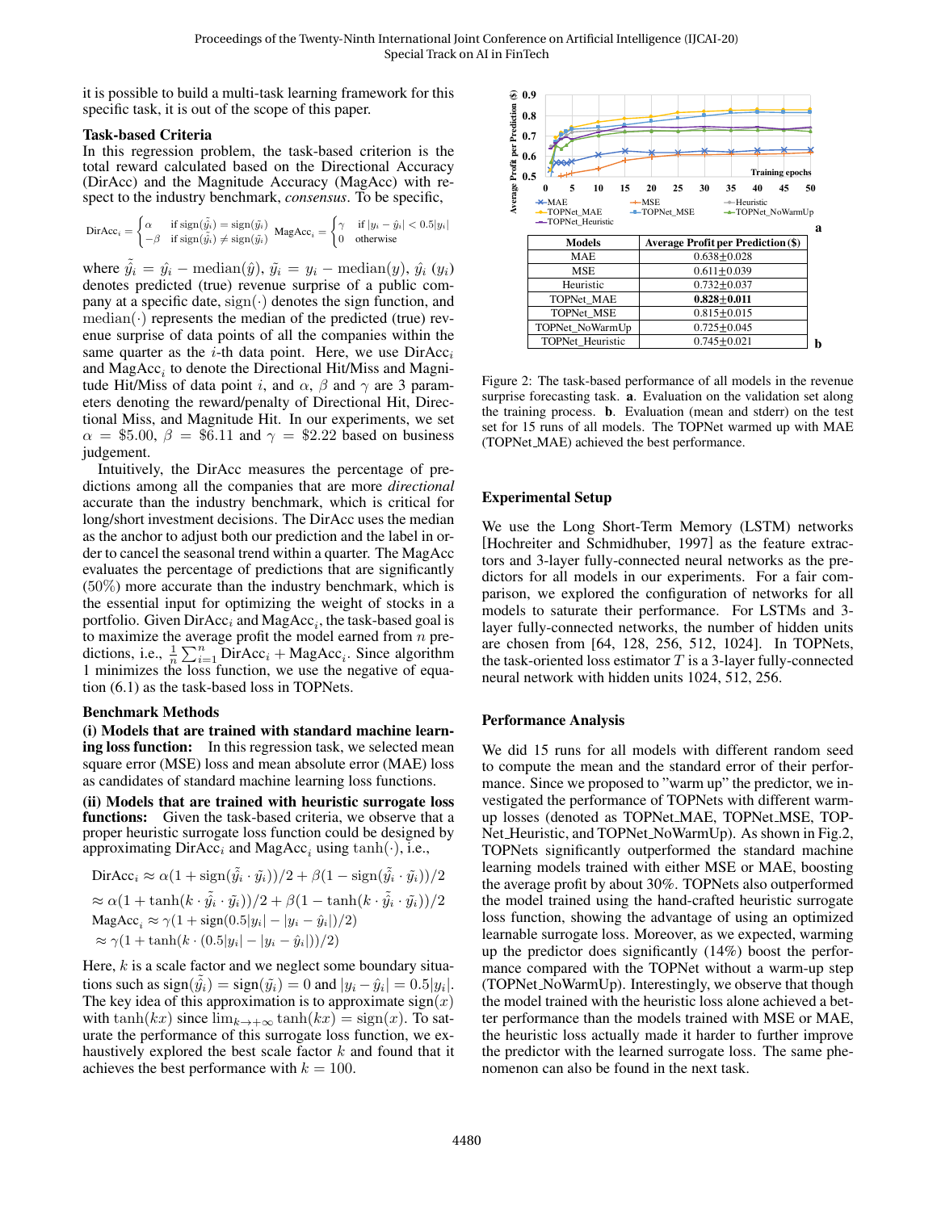it is possible to build a multi-task learning framework for this specific task, it is out of the scope of this paper.

### Task-based Criteria

In this regression problem, the task-based criterion is the total reward calculated based on the Directional Accuracy (DirAcc) and the Magnitude Accuracy (MagAcc) with respect to the industry benchmark, *consensus*. To be specific,

$$\text{DirAcc}_i = \begin{cases} \alpha & \text{if } \text{sign}(\tilde{\hat{y}}_i) = \text{sign}(\tilde{y}_i) \\ -\beta & \text{if } \text{sign}(\tilde{\hat{y}}_i) \neq \text{sign}(\tilde{y}_i) \end{cases} \quad \text{MagAcc}_i = \begin{cases} \gamma & \text{if } |y_i - \hat{y}_i| < 0.5|y_i| \\ 0 & \text{otherwise} \end{cases}$$

where $\tilde{\hat{y}}_i = \hat{y}_i - \text{median}(\hat{y})$, $\tilde{y}_i = y_i - \text{median}(y)$, $\hat{y}_i$ ($y_i$) denotes predicted (true) revenue surprise of a public company at a specific date, $\text{sign}(\cdot)$ denotes the sign function, and $\text{median}(\cdot)$ represents the median of the predicted (true) revenue surprise of data points of all the companies within the same quarter as the $i$-th data point. Here, we use $\text{DirAcc}_i$ and $\text{MagAcc}_i$ to denote the Directional Hit/Miss and Magnitude Hit/Miss of data point $i$, and $\alpha$, $\beta$ and $\gamma$ are 3 parameters denoting the reward/penalty of Directional Hit, Directional Miss, and Magnitude Hit. In our experiments, we set $\alpha = \$5.00$, $\beta = \$6.11$ and $\gamma = \$2.22$ based on business judgement.

Intuitively, the DirAcc measures the percentage of predictions among all the companies that are more *directional* accurate than the industry benchmark, which is critical for long/short investment decisions. The DirAcc uses the median as the anchor to adjust both our prediction and the label in order to cancel the seasonal trend within a quarter. The MagAcc evaluates the percentage of predictions that are significantly (50%) more accurate than the industry benchmark, which is the essential input for optimizing the weight of stocks in a portfolio. Given $\text{DirAcc}_i$ and $\text{MagAcc}_i$, the task-based goal is to maximize the average profit the model earned from $n$ predictions, i.e., $\frac{1}{n}\sum_{i=1}^{n} \text{DirAcc}_i + \text{MagAcc}_i$. Since algorithm 1 minimizes the loss function, we use the negative of equation (6.1) as the task-based loss in TOPNets.

### Benchmark Methods

**(i) Models that are trained with standard machine learning loss function:** In this regression task, we selected mean square error (MSE) loss and mean absolute error (MAE) loss as candidates of standard machine learning loss functions.

**(ii) Models that are trained with heuristic surrogate loss functions:** Given the task-based criteria, we observe that a proper heuristic surrogate loss function could be designed by approximating $\text{DirAcc}_i$ and $\text{MagAcc}_i$ using $\tanh(\cdot)$, i.e.,

$$\text{DirAcc}_i \approx \alpha(1 + \text{sign}(\tilde{\hat{y}}_i \cdot \tilde{y}_i))/2 + \beta(1 - \text{sign}(\tilde{\hat{y}}_i \cdot \tilde{y}_i))/2$$
$$\approx \alpha(1 + \tanh(k \cdot \tilde{\hat{y}}_i \cdot \tilde{y}_i))/2 + \beta(1 - \tanh(k \cdot \tilde{\hat{y}}_i \cdot \tilde{y}_i))/2$$
$$\text{MagAcc}_i \approx \gamma(1 + \text{sign}(0.5|y_i| - |y_i - \hat{y}_i|)/2)$$
$$\approx \gamma(1 + \tanh(k \cdot (0.5|y_i| - |y_i - \hat{y}_i|))/2)$$

Here, $k$ is a scale factor and we neglect some boundary situations such as $\text{sign}(\tilde{\hat{y}}_i) = \text{sign}(\tilde{y}_i) = 0$ and $|y_i - \hat{y}_i| = 0.5|y_i|$. The key idea of this approximation is to approximate $\text{sign}(x)$ with $\tanh(kx)$ since $\lim_{k \to +\infty} \tanh(kx) = \text{sign}(x)$. To saturate the performance of this surrogate loss function, we exhaustively explored the best scale factor $k$ and found that it achieves the best performance with $k = 100$.

| Models | Average Profit per Prediction ($) |
|---|---|
| MAE | 0.638±0.028 |
| MSE | 0.611±0.039 |
| Heuristic | 0.732±0.037 |
| TOPNet_MAE | **0.828±0.011** |
| TOPNet_MSE | 0.815±0.015 |
| TOPNet_NoWarmUp | 0.725±0.045 |
| TOPNet_Heuristic | 0.745±0.021 |

Figure 2: The task-based performance of all models in the revenue surprise forecasting task. **a**. Evaluation on the validation set along the training process. **b**. Evaluation (mean and stderr) on the test set for 15 runs of all models. The TOPNet warmed up with MAE (TOPNet_MAE) achieved the best performance.

### Experimental Setup

We use the Long Short-Term Memory (LSTM) networks [Hochreiter and Schmidhuber, 1997] as the feature extractors and 3-layer fully-connected neural networks as the predictors for all models in our experiments. For a fair comparison, we explored the configuration of networks for all models to saturate their performance. For LSTMs and 3-layer fully-connected networks, the number of hidden units are chosen from [64, 128, 256, 512, 1024]. In TOPNets, the task-oriented loss estimator $T$ is a 3-layer fully-connected neural network with hidden units 1024, 512, 256.

### Performance Analysis

We did 15 runs for all models with different random seed to compute the mean and the standard error of their performance. Since we proposed to "warm up" the predictor, we investigated the performance of TOPNets with different warm-up losses (denoted as TOPNet_MAE, TOPNet_MSE, TOPNet_Heuristic, and TOPNet_NoWarmUp). As shown in Fig.2, TOPNets significantly outperformed the standard machine learning models trained with either MSE or MAE, boosting the average profit by about 30%. TOPNets also outperformed the model trained using the hand-crafted heuristic surrogate loss function, showing the advantage of using an optimized learnable surrogate loss. Moreover, as we expected, warming up the predictor does significantly (14%) boost the performance compared with the TOPNet without a warm-up step (TOPNet_NoWarmUp). Interestingly, we observe that though the model trained with the heuristic loss alone achieved a better performance than the models trained with MSE or MAE, the heuristic loss actually made it harder to further improve the predictor with the learned surrogate loss. The same phenomenon can also be found in the next task.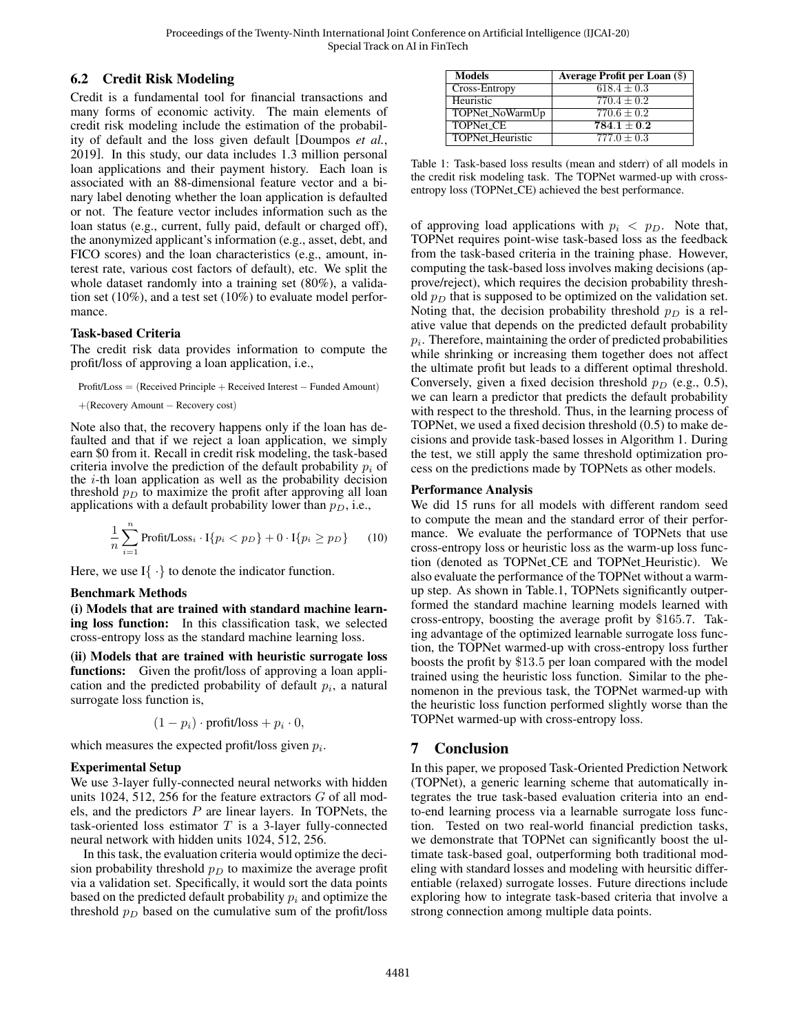## 6.2 Credit Risk Modeling

Credit is a fundamental tool for financial transactions and many forms of economic activity. The main elements of credit risk modeling include the estimation of the probability of default and the loss given default [Doumpos *et al.*, 2019]. In this study, our data includes 1.3 million personal loan applications and their payment history. Each loan is associated with an 88-dimensional feature vector and a binary label denoting whether the loan application is defaulted or not. The feature vector includes information such as the loan status (e.g., current, fully paid, default or charged off), the anonymized applicant's information (e.g., asset, debt, and FICO scores) and the loan characteristics (e.g., amount, interest rate, various cost factors of default), etc. We split the whole dataset randomly into a training set (80%), a validation set (10%), and a test set (10%) to evaluate model performance.

### Task-based Criteria

The credit risk data provides information to compute the profit/loss of approving a loan application, i.e.,

$$\text{Profit/Loss} = (\text{Received Principle} + \text{Received Interest} - \text{Funded Amount})$$
$$+ (\text{Recovery Amount} - \text{Recovery cost})$$

Note also that, the recovery happens only if the loan has defaulted and that if we reject a loan application, we simply earn \$0 from it. Recall in credit risk modeling, the task-based criteria involve the prediction of the default probability $p_i$ of the $i$-th loan application as well as the probability decision threshold $p_D$ to maximize the profit after approving all loan applications with a default probability lower than $p_D$, i.e.,

$$\frac{1}{n}\sum_{i=1}^{n} \text{Profit/Loss}_i \cdot \mathrm{I}\{p_i < p_D\} + 0 \cdot \mathrm{I}\{p_i \geq p_D\} \qquad (10)$$

Here, we use $\mathrm{I}\{\cdot\}$ to denote the indicator function.

### Benchmark Methods

**(i) Models that are trained with standard machine learning loss function:** In this classification task, we selected cross-entropy loss as the standard machine learning loss.

**(ii) Models that are trained with heuristic surrogate loss functions:** Given the profit/loss of approving a loan application and the predicted probability of default $p_i$, a natural surrogate loss function is,

$$(1 - p_i) \cdot \text{profit/loss} + p_i \cdot 0,$$

which measures the expected profit/loss given $p_i$.

### Experimental Setup

We use 3-layer fully-connected neural networks with hidden units 1024, 512, 256 for the feature extractors $G$ of all models, and the predictors $P$ are linear layers. In TOPNets, the task-oriented loss estimator $T$ is a 3-layer fully-connected neural network with hidden units 1024, 512, 256.

In this task, the evaluation criteria would optimize the decision probability threshold $p_D$ to maximize the average profit via a validation set. Specifically, it would sort the data points based on the predicted default probability $p_i$ and optimize the threshold $p_D$ based on the cumulative sum of the profit/loss of approving load applications with $p_i < p_D$. Note that, TOPNet requires point-wise task-based loss as the feedback from the task-based criteria in the training phase. However, computing the task-based loss involves making decisions (approve/reject), which requires the decision probability threshold $p_D$ that is supposed to be optimized on the validation set. Noting that, the decision probability threshold $p_D$ is a relative value that depends on the predicted default probability $p_i$. Therefore, maintaining the order of predicted probabilities while shrinking or increasing them together does not affect the ultimate profit but leads to a different optimal threshold. Conversely, given a fixed decision threshold $p_D$ (e.g., 0.5), we can learn a predictor that predicts the default probability with respect to the threshold. Thus, in the learning process of TOPNet, we used a fixed decision threshold (0.5) to make decisions and provide task-based losses in Algorithm 1. During the test, we still apply the same threshold optimization process on the predictions made by TOPNets as other models.

| Models | Average Profit per Loan (\$) |
|---|---|
| Cross-Entropy | $618.4 \pm 0.3$ |
| Heuristic | $770.4 \pm 0.2$ |
| TOPNet_NoWarmUp | $770.6 \pm 0.2$ |
| TOPNet_CE | $\mathbf{784.1 \pm 0.2}$ |
| TOPNet_Heuristic | $777.0 \pm 0.3$ |

Table 1: Task-based loss results (mean and stderr) of all models in the credit risk modeling task. The TOPNet warmed-up with cross-entropy loss (TOPNet_CE) achieved the best performance.

### Performance Analysis

We did 15 runs for all models with different random seed to compute the mean and the standard error of their performance. We evaluate the performance of TOPNets that use cross-entropy loss or heuristic loss as the warm-up loss function (denoted as TOPNet_CE and TOPNet_Heuristic). We also evaluate the performance of the TOPNet without a warm-up step. As shown in Table.1, TOPNets significantly outperformed the standard machine learning models learned with cross-entropy, boosting the average profit by \$165.7. Taking advantage of the optimized learnable surrogate loss function, the TOPNet warmed-up with cross-entropy loss further boosts the profit by \$13.5 per loan compared with the model trained using the heuristic loss function. Similar to the phenomenon in the previous task, the TOPNet warmed-up with the heuristic loss function performed slightly worse than the TOPNet warmed-up with cross-entropy loss.

# 7 Conclusion

In this paper, we proposed Task-Oriented Prediction Network (TOPNet), a generic learning scheme that automatically integrates the true task-based evaluation criteria into an end-to-end learning process via a learnable surrogate loss function. Tested on two real-world financial prediction tasks, we demonstrate that TOPNet can significantly boost the ultimate task-based goal, outperforming both traditional modeling with standard losses and modeling with heursitic differentiable (relaxed) surrogate losses. Future directions include exploring how to integrate task-based criteria that involve a strong connection among multiple data points.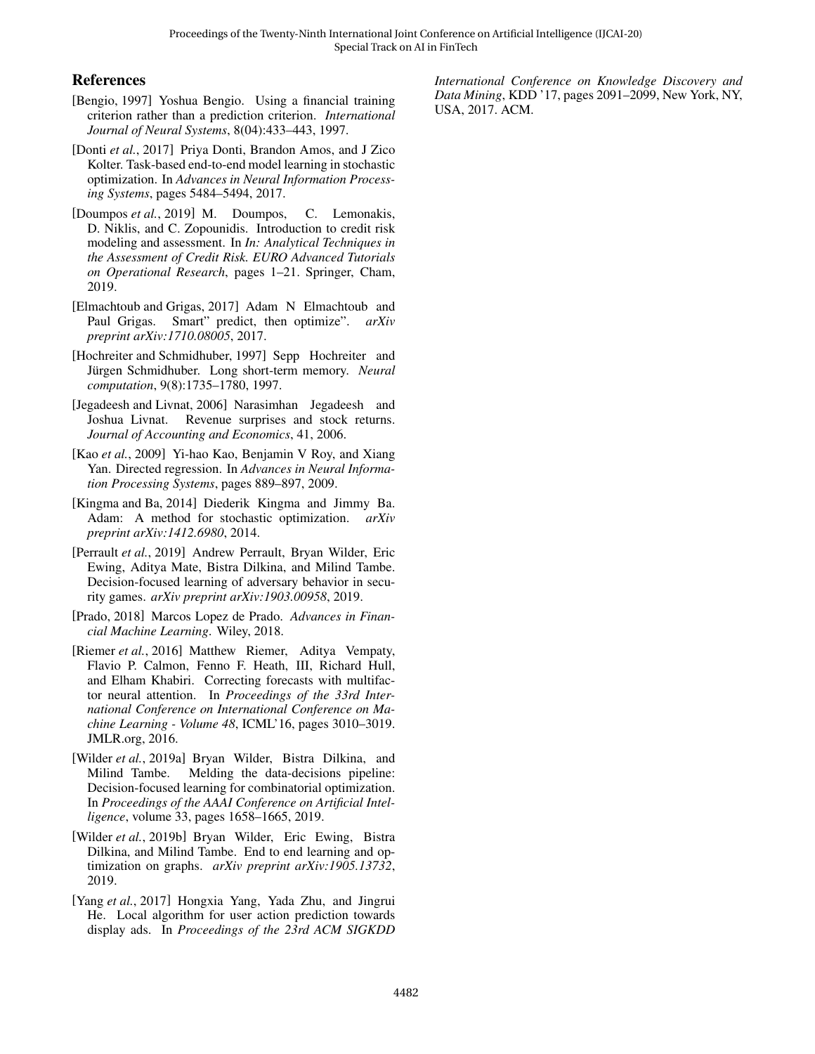## References

[Bengio, 1997] Yoshua Bengio. Using a financial training criterion rather than a prediction criterion. *International Journal of Neural Systems*, 8(04):433–443, 1997.

[Donti *et al.*, 2017] Priya Donti, Brandon Amos, and J Zico Kolter. Task-based end-to-end model learning in stochastic optimization. In *Advances in Neural Information Processing Systems*, pages 5484–5494, 2017.

[Doumpos *et al.*, 2019] M. Doumpos, C. Lemonakis, D. Niklis, and C. Zopounidis. Introduction to credit risk modeling and assessment. In *In: Analytical Techniques in the Assessment of Credit Risk. EURO Advanced Tutorials on Operational Research*, pages 1–21. Springer, Cham, 2019.

[Elmachtoub and Grigas, 2017] Adam N Elmachtoub and Paul Grigas. Smart" predict, then optimize". *arXiv preprint arXiv:1710.08005*, 2017.

[Hochreiter and Schmidhuber, 1997] Sepp Hochreiter and Jürgen Schmidhuber. Long short-term memory. *Neural computation*, 9(8):1735–1780, 1997.

[Jegadeesh and Livnat, 2006] Narasimhan Jegadeesh and Joshua Livnat. Revenue surprises and stock returns. *Journal of Accounting and Economics*, 41, 2006.

[Kao *et al.*, 2009] Yi-hao Kao, Benjamin V Roy, and Xiang Yan. Directed regression. In *Advances in Neural Information Processing Systems*, pages 889–897, 2009.

[Kingma and Ba, 2014] Diederik Kingma and Jimmy Ba. Adam: A method for stochastic optimization. *arXiv preprint arXiv:1412.6980*, 2014.

[Perrault *et al.*, 2019] Andrew Perrault, Bryan Wilder, Eric Ewing, Aditya Mate, Bistra Dilkina, and Milind Tambe. Decision-focused learning of adversary behavior in security games. *arXiv preprint arXiv:1903.00958*, 2019.

[Prado, 2018] Marcos Lopez de Prado. *Advances in Financial Machine Learning*. Wiley, 2018.

[Riemer *et al.*, 2016] Matthew Riemer, Aditya Vempaty, Flavio P. Calmon, Fenno F. Heath, III, Richard Hull, and Elham Khabiri. Correcting forecasts with multifactor neural attention. In *Proceedings of the 33rd International Conference on International Conference on Machine Learning - Volume 48*, ICML'16, pages 3010–3019. JMLR.org, 2016.

[Wilder *et al.*, 2019a] Bryan Wilder, Bistra Dilkina, and Milind Tambe. Melding the data-decisions pipeline: Decision-focused learning for combinatorial optimization. In *Proceedings of the AAAI Conference on Artificial Intelligence*, volume 33, pages 1658–1665, 2019.

[Wilder *et al.*, 2019b] Bryan Wilder, Eric Ewing, Bistra Dilkina, and Milind Tambe. End to end learning and optimization on graphs. *arXiv preprint arXiv:1905.13732*, 2019.

[Yang *et al.*, 2017] Hongxia Yang, Yada Zhu, and Jingrui He. Local algorithm for user action prediction towards display ads. In *Proceedings of the 23rd ACM SIGKDD International Conference on Knowledge Discovery and Data Mining*, KDD '17, pages 2091–2099, New York, NY, USA, 2017. ACM.